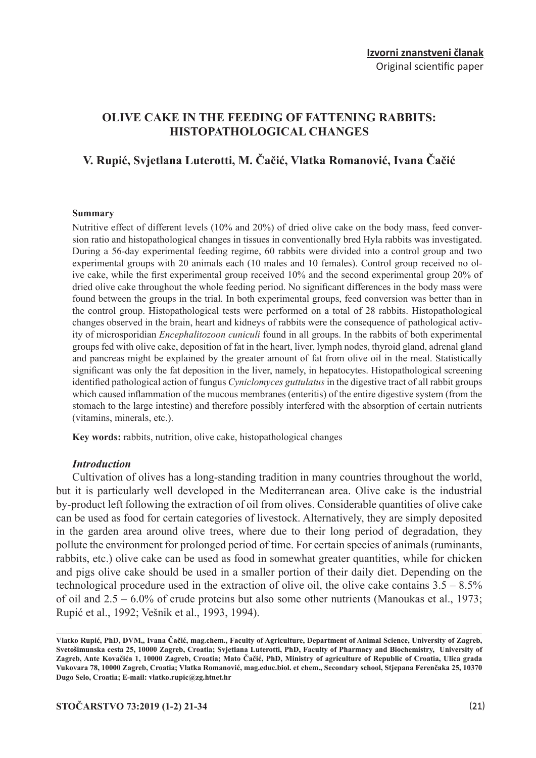**Izvorni znanstveni članak**

Original scientific paper

# OLIVE CAKE IN THE FEEDING OF FATTENING RABBITS: HISTOPATHOLOGICAL CHANGES

## V. Rupić, Svjetlana Luterotti, M. Čačić, Vlatka Romanović, Ivana Čačić

### Summary

Nutritive effect of different levels (10% and 20%) of dried olive cake on the body mass, feed conversion ratio and histopathological changes in tissues in conventionally bred Hyla rabbits was investigated. During a 56-day experimental feeding regime, 60 rabbits were divided into a control group and two experimental groups with 20 animals each (10 males and 10 females). Control group received no olive cake, while the first experimental group received 10% and the second experimental group 20% of dried olive cake throughout the whole feeding period. No significant differences in the body mass were found between the groups in the trial. In both experimental groups, feed conversion was better than in the control group. Histopathological tests were performed on a total of 28 rabbits. Histopathological changes observed in the brain, heart and kidneys of rabbits were the consequence of pathological activity of microsporidian *Encephalitozoon cuniculi* found in all groups. In the rabbits of both experimental groups fed with olive cake, deposition of fat in the heart, liver, lymph nodes, thyroid gland, adrenal gland and pancreas might be explained by the greater amount of fat from olive oil in the meal. Statistically significant was only the fat deposition in the liver, namely, in hepatocytes. Histopathological screening identified pathological action of fungus *Cyniclomyces guttulatus* in the digestive tract of all rabbit groups which caused inflammation of the mucous membranes (enteritis) of the entire digestive system (from the stomach to the large intestine) and therefore possibly interfered with the absorption of certain nutrients (vitamins, minerals, etc.).

**Key words:** rabbits, nutrition, olive cake, histopathological changes

### *Introduction*

Cultivation of olives has a long-standing tradition in many countries throughout the world, but it is particularly well developed in the Mediterranean area. Olive cake is the industrial by-product left following the extraction of oil from olives. Considerable quantities of olive cake can be used as food for certain categories of livestock. Alternatively, they are simply deposited in the garden area around olive trees, where due to their long period of degradation, they pollute the environment for prolonged period of time. For certain species of animals (ruminants, rabbits, etc.) olive cake can be used as food in somewhat greater quantities, while for chicken and pigs olive cake should be used in a smaller portion of their daily diet. Depending on the technological procedure used in the extraction of olive oil, the olive cake contains 3.5 – 8.5% of oil and 2.5 – 6.0% of crude proteins but also some other nutrients (Manoukas et al., 1973; Rupić et al., 1992; Vešnik et al., 1993, 1994).

---

**Vlatko Rupić, PhD, DVM,, Ivana Čačić, mag.chem., Faculty of Agriculture, Department of Animal Science, University of Zagreb, Svetošimunska cesta 25, 10000 Zagreb, Croatia; Svjetlana Luterotti, PhD, Faculty of Pharmacy and Biochemistry, University of Zagreb, Ante Kovačića 1, 10000 Zagreb, Croatia; Mato Čačić, PhD, Ministry of agriculture of Republic of Croatia, Ulica grada Vukovara 78, 10000 Zagreb, Croatia; Vlatka Romanović, mag.educ.biol. et chem., Secondary school, Stjepana Ferenčaka 25, 10370 Dugo Selo, Croatia; E-mail: vlatko.rupic@zg.htnet.hr**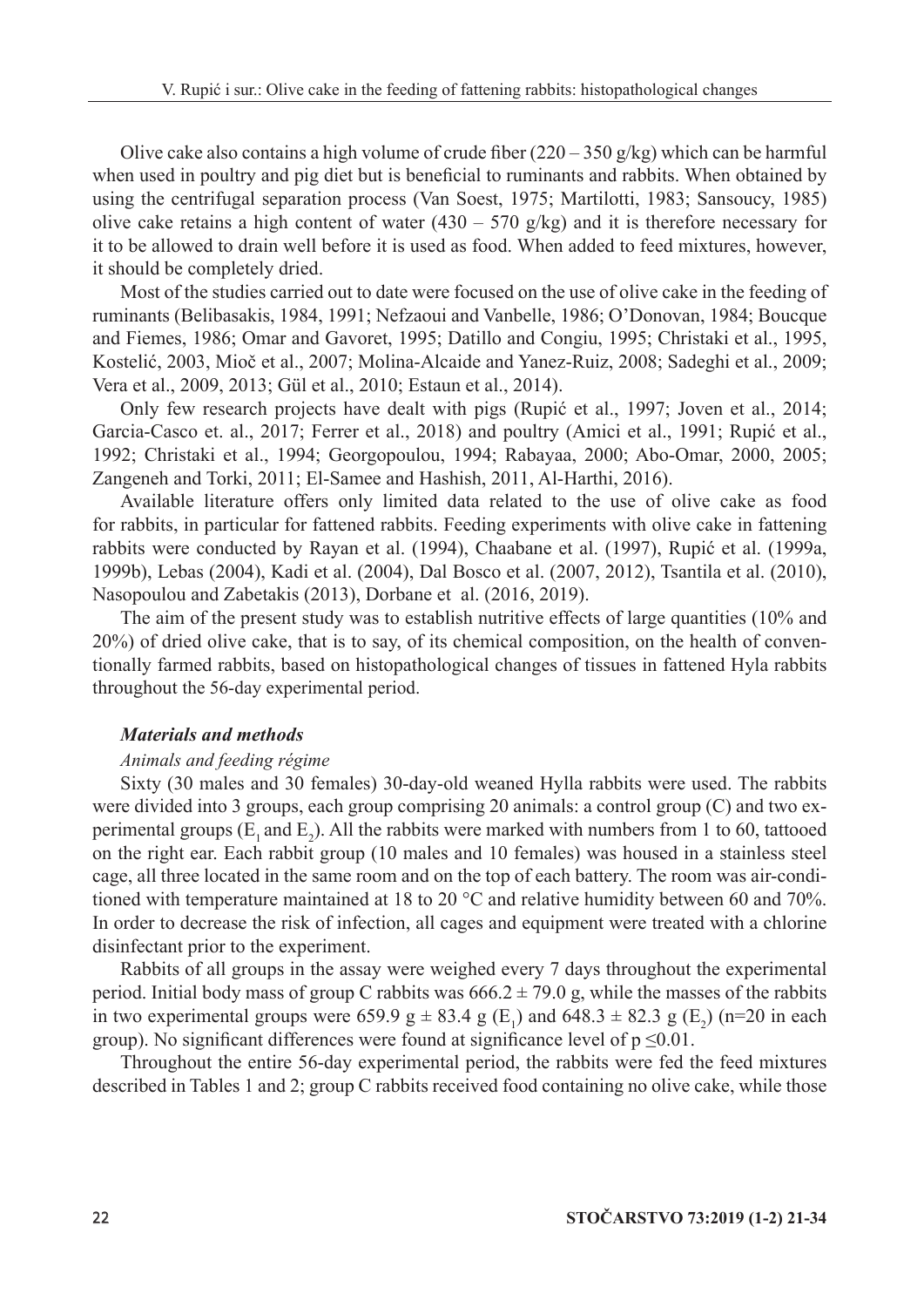Olive cake also contains a high volume of crude fiber (220 – 350 g/kg) which can be harmful when used in poultry and pig diet but is beneficial to ruminants and rabbits. When obtained by using the centrifugal separation process (Van Soest, 1975; Martilotti, 1983; Sansoucy, 1985) olive cake retains a high content of water (430 – 570 g/kg) and it is therefore necessary for it to be allowed to drain well before it is used as food. When added to feed mixtures, however, it should be completely dried.

Most of the studies carried out to date were focused on the use of olive cake in the feeding of ruminants (Belibasakis, 1984, 1991; Nefzaoui and Vanbelle, 1986; O'Donovan, 1984; Boucque and Fiemes, 1986; Omar and Gavoret, 1995; Datillo and Congiu, 1995; Christaki et al., 1995, Kostelić, 2003, Mioč et al., 2007; Molina-Alcaide and Yanez-Ruiz, 2008; Sadeghi et al., 2009; Vera et al., 2009, 2013; Gül et al., 2010; Estaun et al., 2014).

Only few research projects have dealt with pigs (Rupić et al., 1997; Joven et al., 2014; Garcia-Casco et. al., 2017; Ferrer et al., 2018) and poultry (Amici et al., 1991; Rupić et al., 1992; Christaki et al., 1994; Georgopoulou, 1994; Rabayaa, 2000; Abo-Omar, 2000, 2005; Zangeneh and Torki, 2011; El-Samee and Hashish, 2011, Al-Harthi, 2016).

Available literature offers only limited data related to the use of olive cake as food for rabbits, in particular for fattened rabbits. Feeding experiments with olive cake in fattening rabbits were conducted by Rayan et al. (1994), Chaabane et al. (1997), Rupić et al. (1999a, 1999b), Lebas (2004), Kadi et al. (2004), Dal Bosco et al. (2007, 2012), Tsantila et al. (2010), Nasopoulou and Zabetakis (2013), Dorbane et al. (2016, 2019).

The aim of the present study was to establish nutritive effects of large quantities (10% and 20%) of dried olive cake, that is to say, of its chemical composition, on the health of conventionally farmed rabbits, based on histopathological changes of tissues in fattened Hyla rabbits throughout the 56-day experimental period.

### *Materials and methods*

#### *Animals and feeding régime*

Sixty (30 males and 30 females) 30-day-old weaned Hylla rabbits were used. The rabbits were divided into 3 groups, each group comprising 20 animals: a control group (C) and two experimental groups ($E_1$ and $E_2$). All the rabbits were marked with numbers from 1 to 60, tattooed on the right ear. Each rabbit group (10 males and 10 females) was housed in a stainless steel cage, all three located in the same room and on the top of each battery. The room was air-conditioned with temperature maintained at 18 to 20 °C and relative humidity between 60 and 70%. In order to decrease the risk of infection, all cages and equipment were treated with a chlorine disinfectant prior to the experiment.

Rabbits of all groups in the assay were weighed every 7 days throughout the experimental period. Initial body mass of group C rabbits was $666.2 \pm 79.0$ g, while the masses of the rabbits in two experimental groups were $659.9$ g $\pm$ $83.4$ g ($E_1$) and $648.3 \pm 82.3$ g ($E_2$) (n=20 in each group). No significant differences were found at significance level of $p \leq 0.01$.

Throughout the entire 56-day experimental period, the rabbits were fed the feed mixtures described in Tables 1 and 2; group C rabbits received food containing no olive cake, while those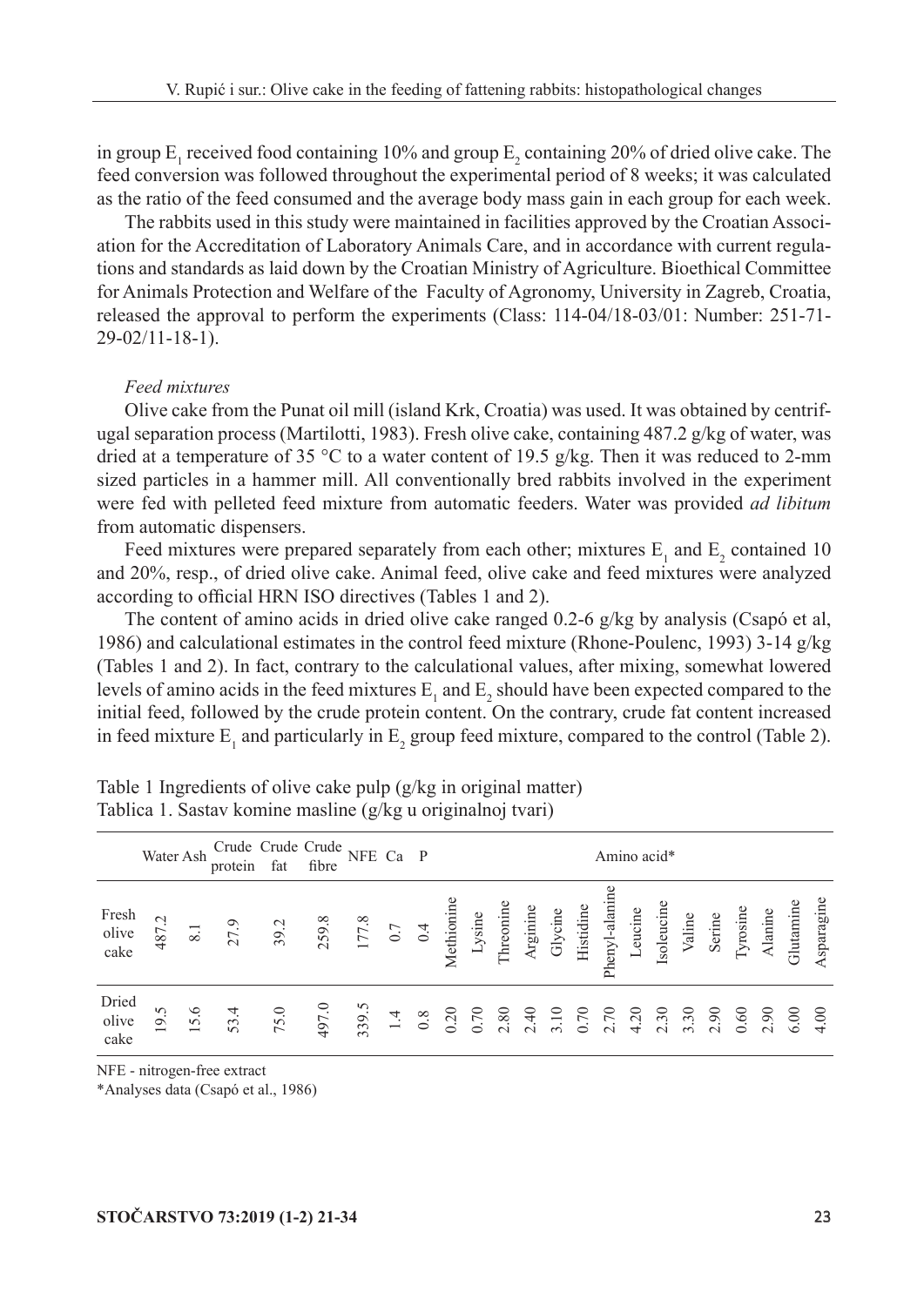in group $E_1$ received food containing 10% and group $E_2$ containing 20% of dried olive cake. The feed conversion was followed throughout the experimental period of 8 weeks; it was calculated as the ratio of the feed consumed and the average body mass gain in each group for each week.

The rabbits used in this study were maintained in facilities approved by the Croatian Association for the Accreditation of Laboratory Animals Care, and in accordance with current regulations and standards as laid down by the Croatian Ministry of Agriculture. Bioethical Committee for Animals Protection and Welfare of the Faculty of Agronomy, University in Zagreb, Croatia, released the approval to perform the experiments (Class: 114-04/18-03/01: Number: 251-71-29-02/11-18-1).

*Feed mixtures*

Olive cake from the Punat oil mill (island Krk, Croatia) was used. It was obtained by centrifugal separation process (Martilotti, 1983). Fresh olive cake, containing 487.2 g/kg of water, was dried at a temperature of 35 °C to a water content of 19.5 g/kg. Then it was reduced to 2-mm sized particles in a hammer mill. All conventionally bred rabbits involved in the experiment were fed with pelleted feed mixture from automatic feeders. Water was provided *ad libitum* from automatic dispensers.

Feed mixtures were prepared separately from each other; mixtures $E_1$ and $E_2$ contained 10 and 20%, resp., of dried olive cake. Animal feed, olive cake and feed mixtures were analyzed according to official HRN ISO directives (Tables 1 and 2).

The content of amino acids in dried olive cake ranged 0.2-6 g/kg by analysis (Csapó et al, 1986) and calculational estimates in the control feed mixture (Rhone-Poulenc, 1993) 3-14 g/kg (Tables 1 and 2). In fact, contrary to the calculational values, after mixing, somewhat lowered levels of amino acids in the feed mixtures $E_1$ and $E_2$ should have been expected compared to the initial feed, followed by the crude protein content. On the contrary, crude fat content increased in feed mixture $E_1$ and particularly in $E_2$ group feed mixture, compared to the control (Table 2).

Table 1 Ingredients of olive cake pulp (g/kg in original matter)
Tablica 1. Sastav komine masline (g/kg u originalnoj tvari)

| | Water | Ash | Crude protein | Crude fat | Crude fibre | NFE | Ca | P | Amino acid* | | | | | | | | | | | | | | |
|---|---|---|---|---|---|---|---|---|---|---|---|---|---|---|---|---|---|---|---|---|---|---|---|
| | | | | | | | | | Methionine | Lysine | Threonine | Arginine | Glycine | Histidine | Phenyl-alanine | Leucine | Isoleucine | Valine | Serine | Tyrosine | Alanine | Glutamine | Asparagine |
| Fresh olive cake | 487.2 | 8.1 | 27.9 | 39.2 | 259.8 | 177.8 | 0.7 | 0.4 | | | | | | | | | | | | | | | |
| Dried olive cake | 19.5 | 15.6 | 53.4 | 75.0 | 497.0 | 339.5 | 1.4 | 0.8 | 0.20 | 0.70 | 2.80 | 2.40 | 3.10 | 0.70 | 2.70 | 4.20 | 2.30 | 3.30 | 2.90 | 0.60 | 2.90 | 6.00 | 4.00 |

NFE - nitrogen-free extract

*Analyses data (Csapó et al., 1986)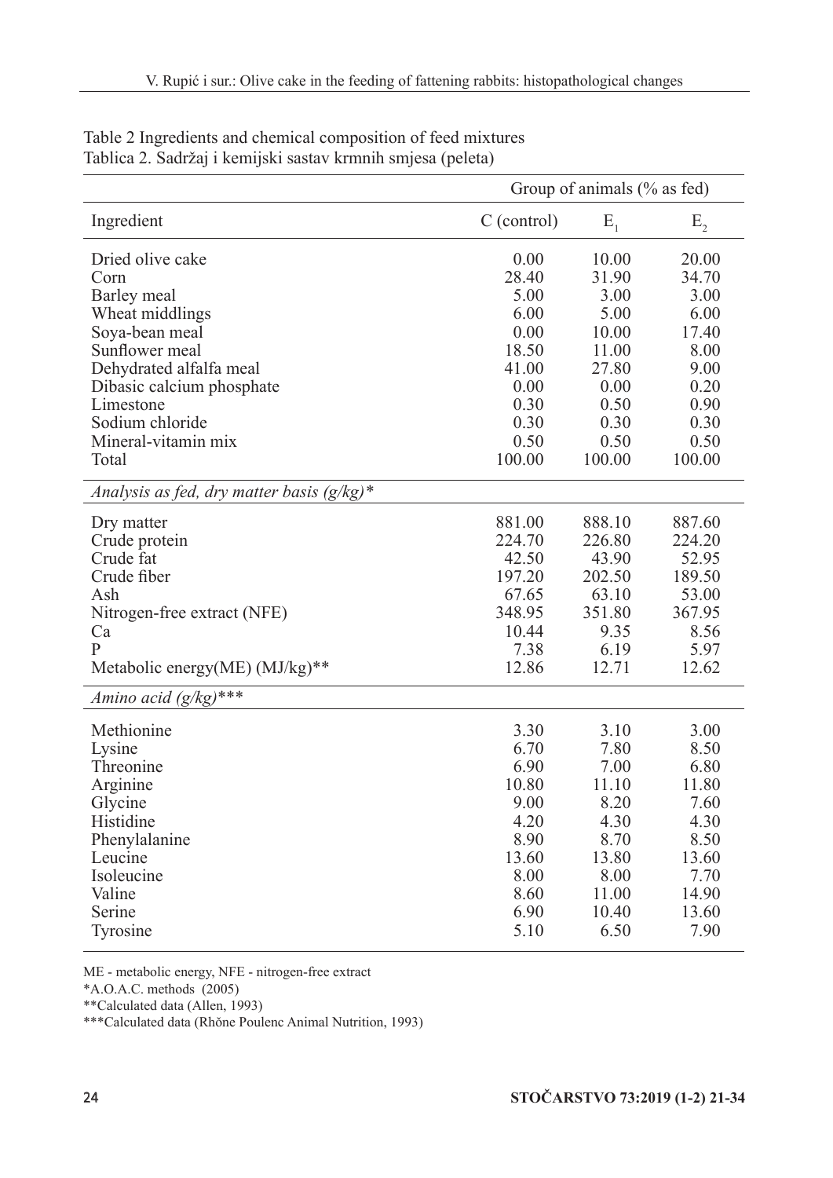Table 2 Ingredients and chemical composition of feed mixtures
Tablica 2. Sadržaj i kemijski sastav krmnih smjesa (peleta)

| | Group of animals (% as fed) | | |
|---|---|---|---|
| Ingredient | C (control) | $E_1$ | $E_2$ |
| Dried olive cake | 0.00 | 10.00 | 20.00 |
| Corn | 28.40 | 31.90 | 34.70 |
| Barley meal | 5.00 | 3.00 | 3.00 |
| Wheat middlings | 6.00 | 5.00 | 6.00 |
| Soya-bean meal | 0.00 | 10.00 | 17.40 |
| Sunflower meal | 18.50 | 11.00 | 8.00 |
| Dehydrated alfalfa meal | 41.00 | 27.80 | 9.00 |
| Dibasic calcium phosphate | 0.00 | 0.00 | 0.20 |
| Limestone | 0.30 | 0.50 | 0.90 |
| Sodium chloride | 0.30 | 0.30 | 0.30 |
| Mineral-vitamin mix | 0.50 | 0.50 | 0.50 |
| Total | 100.00 | 100.00 | 100.00 |
| *Analysis as fed, dry matter basis (g/kg)** | | | |
| Dry matter | 881.00 | 888.10 | 887.60 |
| Crude protein | 224.70 | 226.80 | 224.20 |
| Crude fat | 42.50 | 43.90 | 52.95 |
| Crude fiber | 197.20 | 202.50 | 189.50 |
| Ash | 67.65 | 63.10 | 53.00 |
| Nitrogen-free extract (NFE) | 348.95 | 351.80 | 367.95 |
| Ca | 10.44 | 9.35 | 8.56 |
| P | 7.38 | 6.19 | 5.97 |
| Metabolic energy(ME) (MJ/kg)** | 12.86 | 12.71 | 12.62 |
| *Amino acid (g/kg)**** | | | |
| Methionine | 3.30 | 3.10 | 3.00 |
| Lysine | 6.70 | 7.80 | 8.50 |
| Threonine | 6.90 | 7.00 | 6.80 |
| Arginine | 10.80 | 11.10 | 11.80 |
| Glycine | 9.00 | 8.20 | 7.60 |
| Histidine | 4.20 | 4.30 | 4.30 |
| Phenylalanine | 8.90 | 8.70 | 8.50 |
| Leucine | 13.60 | 13.80 | 13.60 |
| Isoleucine | 8.00 | 8.00 | 7.70 |
| Valine | 8.60 | 11.00 | 14.90 |
| Serine | 6.90 | 10.40 | 13.60 |
| Tyrosine | 5.10 | 6.50 | 7.90 |

ME - metabolic energy, NFE - nitrogen-free extract

*A.O.A.C. methods (2005)

**Calculated data (Allen, 1993)

***Calculated data (Rhǒne Poulenc Animal Nutrition, 1993)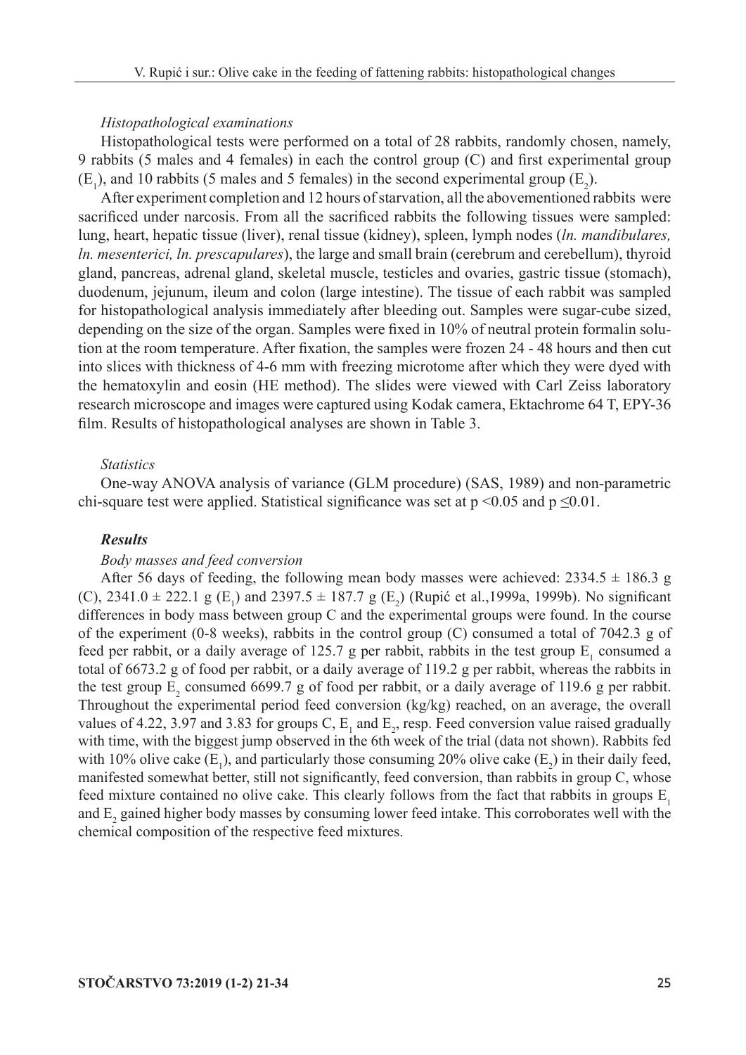*Histopathological examinations*

Histopathological tests were performed on a total of 28 rabbits, randomly chosen, namely, 9 rabbits (5 males and 4 females) in each the control group (C) and first experimental group ($E_1$), and 10 rabbits (5 males and 5 females) in the second experimental group ($E_2$).

After experiment completion and 12 hours of starvation, all the abovementioned rabbits were sacrificed under narcosis. From all the sacrificed rabbits the following tissues were sampled: lung, heart, hepatic tissue (liver), renal tissue (kidney), spleen, lymph nodes (*ln. mandibulares, ln. mesenterici, ln. prescapulares*), the large and small brain (cerebrum and cerebellum), thyroid gland, pancreas, adrenal gland, skeletal muscle, testicles and ovaries, gastric tissue (stomach), duodenum, jejunum, ileum and colon (large intestine). The tissue of each rabbit was sampled for histopathological analysis immediately after bleeding out. Samples were sugar-cube sized, depending on the size of the organ. Samples were fixed in 10% of neutral protein formalin solution at the room temperature. After fixation, the samples were frozen 24 - 48 hours and then cut into slices with thickness of 4-6 mm with freezing microtome after which they were dyed with the hematoxylin and eosin (HE method). The slides were viewed with Carl Zeiss laboratory research microscope and images were captured using Kodak camera, Ektachrome 64 T, EPY-36 film. Results of histopathological analyses are shown in Table 3.

*Statistics*

One-way ANOVA analysis of variance (GLM procedure) (SAS, 1989) and non-parametric chi-square test were applied. Statistical significance was set at $p < 0.05$ and $p \leq 0.01$.

### *Results*

*Body masses and feed conversion*

After 56 days of feeding, the following mean body masses were achieved: $2334.5 \pm 186.3$ g (C), $2341.0 \pm 222.1$ g ($E_1$) and $2397.5 \pm 187.7$ g ($E_2$) (Rupić et al.,1999a, 1999b). No significant differences in body mass between group C and the experimental groups were found. In the course of the experiment (0-8 weeks), rabbits in the control group (C) consumed a total of 7042.3 g of feed per rabbit, or a daily average of 125.7 g per rabbit, rabbits in the test group $E_1$ consumed a total of 6673.2 g of food per rabbit, or a daily average of 119.2 g per rabbit, whereas the rabbits in the test group $E_2$ consumed 6699.7 g of food per rabbit, or a daily average of 119.6 g per rabbit. Throughout the experimental period feed conversion (kg/kg) reached, on an average, the overall values of 4.22, 3.97 and 3.83 for groups C, $E_1$ and $E_2$, resp. Feed conversion value raised gradually with time, with the biggest jump observed in the 6th week of the trial (data not shown). Rabbits fed with 10% olive cake ($E_1$), and particularly those consuming 20% olive cake ($E_2$) in their daily feed, manifested somewhat better, still not significantly, feed conversion, than rabbits in group C, whose feed mixture contained no olive cake. This clearly follows from the fact that rabbits in groups $E_1$ and $E_2$ gained higher body masses by consuming lower feed intake. This corroborates well with the chemical composition of the respective feed mixtures.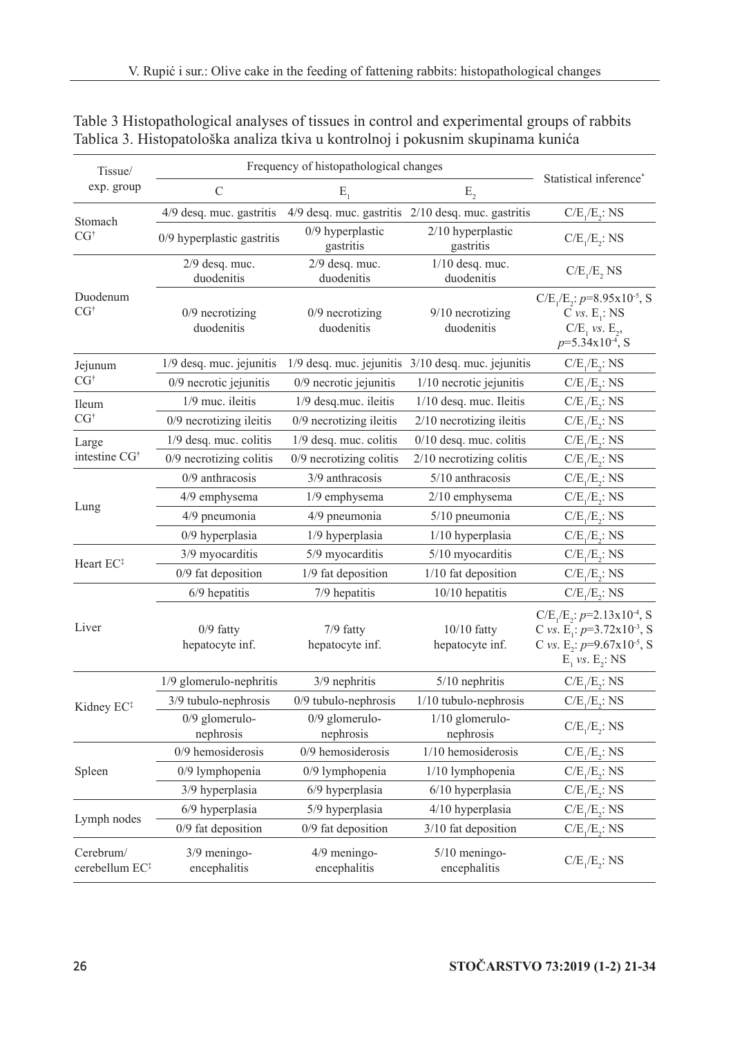Table 3 Histopathological analyses of tissues in control and experimental groups of rabbits
Tablica 3. Histopatološka analiza tkiva u kontrolnoj i pokusnim skupinama kunića

| Tissue/ exp. group | Frequency of histopathological changes | | | Statistical inference* |
|---|---|---|---|---|
| | C | $E_1$ | $E_2$ | |
| Stomach CG† | 4/9 desq. muc. gastritis | 4/9 desq. muc. gastritis | 2/10 desq. muc. gastritis | $C/E_1/E_2$: NS |
| | 0/9 hyperplastic gastritis | 0/9 hyperplastic gastritis | 2/10 hyperplastic gastritis | $C/E_1/E_2$: NS |
| Duodenum CG† | 2/9 desq. muc. duodenitis | 2/9 desq. muc. duodenitis | 1/10 desq. muc. duodenitis | $C/E_1/E_2$ NS |
| | 0/9 necrotizing duodenitis | 0/9 necrotizing duodenitis | 9/10 necrotizing duodenitis | $C/E_1/E_2$: $p=8.95\times10^{-5}$, S<br>C *vs.* $E_1$: NS<br>$C/E_1$ *vs.* $E_2$, $p=5.34\times10^{-4}$, S |
| Jejunum CG† | 1/9 desq. muc. jejunitis | 1/9 desq. muc. jejunitis | 3/10 desq. muc. jejunitis | $C/E_1/E_2$: NS |
| | 0/9 necrotic jejunitis | 0/9 necrotic jejunitis | 1/10 necrotic jejunitis | $C/E_1/E_2$: NS |
| Ileum CG† | 1/9 muc. ileitis | 1/9 desq.muc. ileitis | 1/10 desq. muc. Ileitis | $C/E_1/E_2$: NS |
| | 0/9 necrotizing ileitis | 0/9 necrotizing ileitis | 2/10 necrotizing ileitis | $C/E_1/E_2$: NS |
| Large intestine CG† | 1/9 desq. muc. colitis | 1/9 desq. muc. colitis | 0/10 desq. muc. colitis | $C/E_1/E_2$: NS |
| | 0/9 necrotizing colitis | 0/9 necrotizing colitis | 2/10 necrotizing colitis | $C/E_1/E_2$: NS |
| Lung | 0/9 anthracosis | 3/9 anthracosis | 5/10 anthracosis | $C/E_1/E_2$: NS |
| | 4/9 emphysema | 1/9 emphysema | 2/10 emphysema | $C/E_1/E_2$: NS |
| | 4/9 pneumonia | 4/9 pneumonia | 5/10 pneumonia | $C/E_1/E_2$: NS |
| | 0/9 hyperplasia | 1/9 hyperplasia | 1/10 hyperplasia | $C/E_1/E_2$: NS |
| Heart EC‡ | 3/9 myocarditis | 5/9 myocarditis | 5/10 myocarditis | $C/E_1/E_2$: NS |
| | 0/9 fat deposition | 1/9 fat deposition | 1/10 fat deposition | $C/E_1/E_2$: NS |
| Liver | 6/9 hepatitis | 7/9 hepatitis | 10/10 hepatitis | $C/E_1/E_2$: NS |
| | 0/9 fatty hepatocyte inf. | 7/9 fatty hepatocyte inf. | 10/10 fatty hepatocyte inf. | $C/E_1/E_2$: $p=2.13\times10^{-4}$, S<br>C *vs.* $E_1$: $p=3.72\times10^{-3}$, S<br>C *vs.* $E_2$: $p=9.67\times10^{-5}$, S<br>$E_1$ *vs.* $E_2$: NS |
| Kidney EC‡ | 1/9 glomerulo-nephritis | 3/9 nephritis | 5/10 nephritis | $C/E_1/E_2$: NS |
| | 3/9 tubulo-nephrosis | 0/9 tubulo-nephrosis | 1/10 tubulo-nephrosis | $C/E_1/E_2$: NS |
| | 0/9 glomerulo-nephrosis | 0/9 glomerulo-nephrosis | 1/10 glomerulo-nephrosis | $C/E_1/E_2$: NS |
| Spleen | 0/9 hemosiderosis | 0/9 hemosiderosis | 1/10 hemosiderosis | $C/E_1/E_2$: NS |
| | 0/9 lymphopenia | 0/9 lymphopenia | 1/10 lymphopenia | $C/E_1/E_2$: NS |
| | 3/9 hyperplasia | 6/9 hyperplasia | 6/10 hyperplasia | $C/E_1/E_2$: NS |
| Lymph nodes | 6/9 hyperplasia | 5/9 hyperplasia | 4/10 hyperplasia | $C/E_1/E_2$: NS |
| | 0/9 fat deposition | 0/9 fat deposition | 3/10 fat deposition | $C/E_1/E_2$: NS |
| Cerebrum/ cerebellum EC‡ | 3/9 meningo-encephalitis | 4/9 meningo-encephalitis | 5/10 meningo-encephalitis | $C/E_1/E_2$: NS |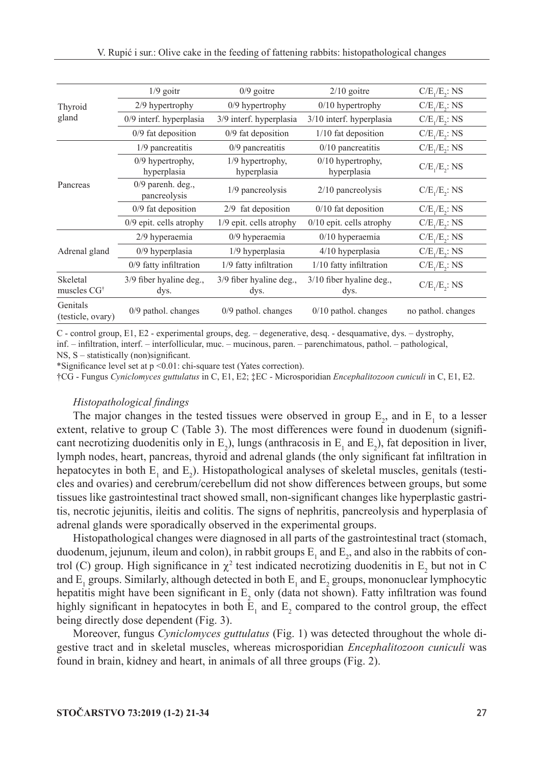| | | | | |
|---|---|---|---|---|
| Thyroid gland | 1/9 goitr | 0/9 goitre | 2/10 goitre | $C/E_1/E_2$: NS |
| | 2/9 hypertrophy | 0/9 hypertrophy | 0/10 hypertrophy | $C/E_1/E_2$: NS |
| | 0/9 interf. hyperplasia | 3/9 interf. hyperplasia | 3/10 interf. hyperplasia | $C/E_1/E_2$: NS |
| | 0/9 fat deposition | 0/9 fat deposition | 1/10 fat deposition | $C/E_1/E_2$: NS |
| Pancreas | 1/9 pancreatitis | 0/9 pancreatitis | 0/10 pancreatitis | $C/E_1/E_2$: NS |
| | 0/9 hypertrophy, hyperplasia | 1/9 hypertrophy, hyperplasia | 0/10 hypertrophy, hyperplasia | $C/E_1/E_2$: NS |
| | 0/9 parenh. deg., pancreolysis | 1/9 pancreolysis | 2/10 pancreolysis | $C/E_1/E_2$: NS |
| | 0/9 fat deposition | 2/9 fat deposition | 0/10 fat deposition | $C/E_1/E_2$: NS |
| | 0/9 epit. cells atrophy | 1/9 epit. cells atrophy | 0/10 epit. cells atrophy | $C/E_1/E_2$: NS |
| Adrenal gland | 2/9 hyperaemia | 0/9 hyperaemia | 0/10 hyperaemia | $C/E_1/E_2$: NS |
| | 0/9 hyperplasia | 1/9 hyperplasia | 4/10 hyperplasia | $C/E_1/E_2$: NS |
| | 0/9 fatty infiltration | 1/9 fatty infiltration | 1/10 fatty infiltration | $C/E_1/E_2$: NS |
| Skeletal muscles CG† | 3/9 fiber hyaline deg., dys. | 3/9 fiber hyaline deg., dys. | 3/10 fiber hyaline deg., dys. | $C/E_1/E_2$: NS |
| Genitals (testicle, ovary) | 0/9 pathol. changes | 0/9 pathol. changes | 0/10 pathol. changes | no pathol. changes |

C - control group, E1, E2 - experimental groups, deg. – degenerative, desq. - desquamative, dys. – dystrophy, inf. – infiltration, interf. – interfollicular, muc. – mucinous, paren. – parenchimatous, pathol. – pathological, NS, S – statistically (non)significant.

*Significance level set at $p < 0.01$: chi-square test (Yates correction).

†CG - Fungus *Cyniclomyces guttulatus* in C, E1, E2; ‡EC - Microsporidian *Encephalitozoon cuniculi* in C, E1, E2.

### *Histopathological findings*

The major changes in the tested tissues were observed in group $E_2$, and in $E_1$ to a lesser extent, relative to group C (Table 3). The most differences were found in duodenum (significant necrotizing duodenitis only in $E_2$), lungs (anthracosis in $E_1$ and $E_2$), fat deposition in liver, lymph nodes, heart, pancreas, thyroid and adrenal glands (the only significant fat infiltration in hepatocytes in both $E_1$ and $E_2$). Histopathological analyses of skeletal muscles, genitals (testicles and ovaries) and cerebrum/cerebellum did not show differences between groups, but some tissues like gastrointestinal tract showed small, non-significant changes like hyperplastic gastritis, necrotic jejunitis, ileitis and colitis. The signs of nephritis, pancreolysis and hyperplasia of adrenal glands were sporadically observed in the experimental groups.

Histopathological changes were diagnosed in all parts of the gastrointestinal tract (stomach, duodenum, jejunum, ileum and colon), in rabbit groups $E_1$ and $E_2$, and also in the rabbits of control (C) group. High significance in $\chi^2$ test indicated necrotizing duodenitis in $E_2$ but not in C and $E_1$ groups. Similarly, although detected in both $E_1$ and $E_2$ groups, mononuclear lymphocytic hepatitis might have been significant in $E_2$ only (data not shown). Fatty infiltration was found highly significant in hepatocytes in both $E_1$ and $E_2$ compared to the control group, the effect being directly dose dependent (Fig. 3).

Moreover, fungus *Cyniclomyces guttulatus* (Fig. 1) was detected throughout the whole digestive tract and in skeletal muscles, whereas microsporidian *Encephalitozoon cuniculi* was found in brain, kidney and heart, in animals of all three groups (Fig. 2).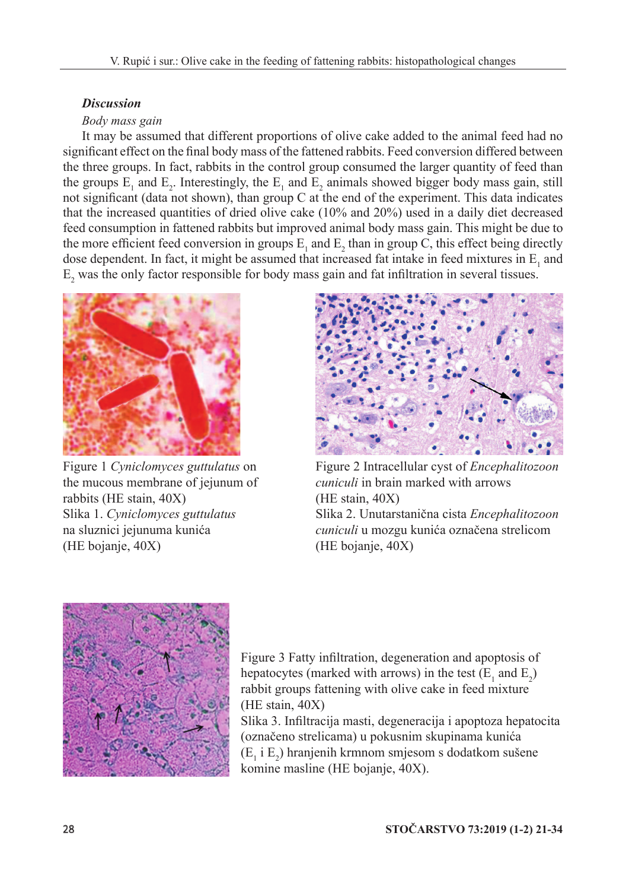### Discussion

*Body mass gain*

It may be assumed that different proportions of olive cake added to the animal feed had no significant effect on the final body mass of the fattened rabbits. Feed conversion differed between the three groups. In fact, rabbits in the control group consumed the larger quantity of feed than the groups $E_1$ and $E_2$. Interestingly, the $E_1$ and $E_2$ animals showed bigger body mass gain, still not significant (data not shown), than group C at the end of the experiment. This data indicates that the increased quantities of dried olive cake (10% and 20%) used in a daily diet decreased feed consumption in fattened rabbits but improved animal body mass gain. This might be due to the more efficient feed conversion in groups $E_1$ and $E_2$ than in group C, this effect being directly dose dependent. In fact, it might be assumed that increased fat intake in feed mixtures in $E_1$ and $E_2$ was the only factor responsible for body mass gain and fat infiltration in several tissues.

Figure 1 *Cyniclomyces guttulatus* on the mucous membrane of jejunum of rabbits (HE stain, 40X)
Slika 1. *Cyniclomyces guttulatus* na sluznici jejunuma kunića (HE bojanje, 40X)

Figure 2 Intracellular cyst of *Encephalitozoon cuniculi* in brain marked with arrows (HE stain, 40X)
Slika 2. Unutarstanična cista *Encephalitozoon cuniculi* u mozgu kunića označena strelicom (HE bojanje, 40X)

Figure 3 Fatty infiltration, degeneration and apoptosis of hepatocytes (marked with arrows) in the test ($E_1$ and $E_2$) rabbit groups fattening with olive cake in feed mixture (HE stain, 40X)
Slika 3. Infiltracija masti, degeneracija i apoptoza hepatocita (označeno strelicama) u pokusnim skupinama kunića ($E_1$ i $E_2$) hranjenih krmnom smjesom s dodatkom sušene komine masline (HE bojanje, 40X).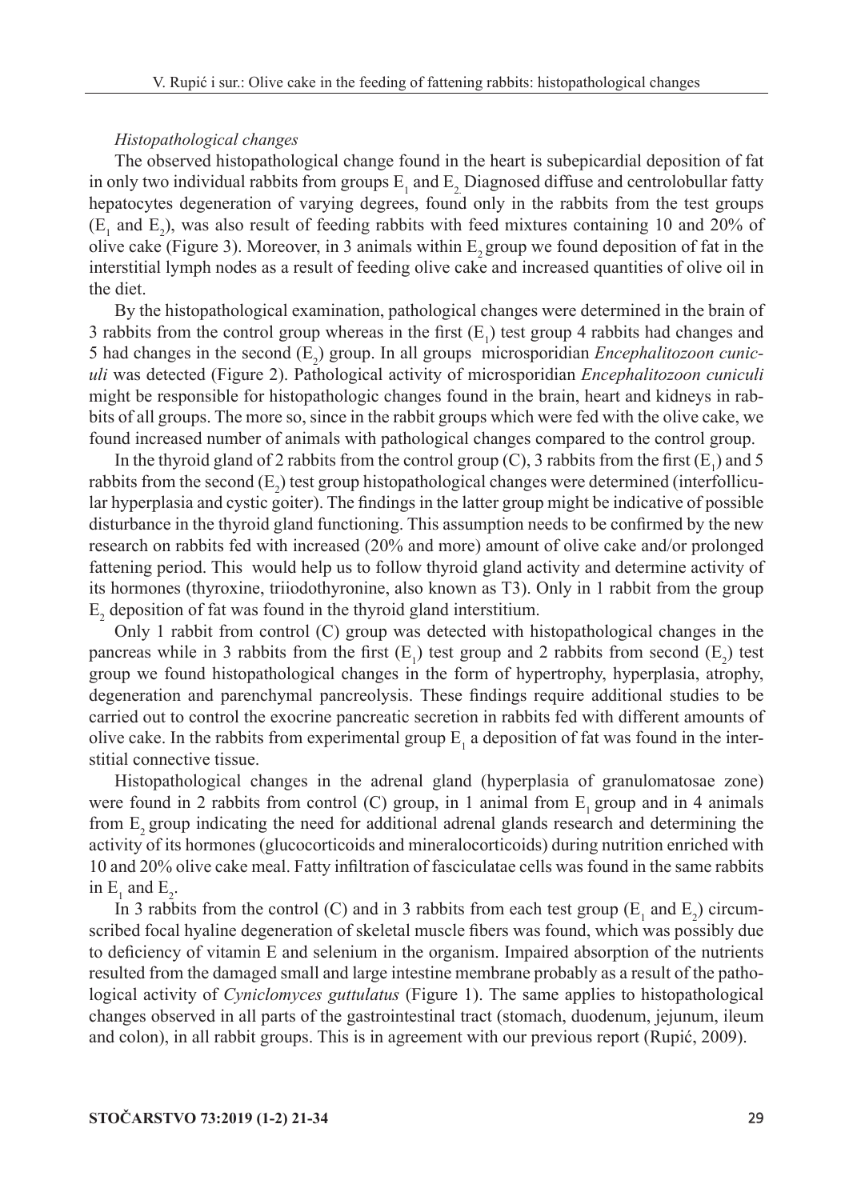*Histopathological changes*

The observed histopathological change found in the heart is subepicardial deposition of fat in only two individual rabbits from groups $E_1$ and $E_2$ Diagnosed diffuse and centrolobullar fatty hepatocytes degeneration of varying degrees, found only in the rabbits from the test groups ($E_1$ and $E_2$), was also result of feeding rabbits with feed mixtures containing 10 and 20% of olive cake (Figure 3). Moreover, in 3 animals within $E_2$ group we found deposition of fat in the interstitial lymph nodes as a result of feeding olive cake and increased quantities of olive oil in the diet.

By the histopathological examination, pathological changes were determined in the brain of 3 rabbits from the control group whereas in the first ($E_1$) test group 4 rabbits had changes and 5 had changes in the second ($E_2$) group. In all groups microsporidian *Encephalitozoon cuniculi* was detected (Figure 2). Pathological activity of microsporidian *Encephalitozoon cuniculi* might be responsible for histopathologic changes found in the brain, heart and kidneys in rabbits of all groups. The more so, since in the rabbit groups which were fed with the olive cake, we found increased number of animals with pathological changes compared to the control group.

In the thyroid gland of 2 rabbits from the control group (C), 3 rabbits from the first ($E_1$) and 5 rabbits from the second ($E_2$) test group histopathological changes were determined (interfollicular hyperplasia and cystic goiter). The findings in the latter group might be indicative of possible disturbance in the thyroid gland functioning. This assumption needs to be confirmed by the new research on rabbits fed with increased (20% and more) amount of olive cake and/or prolonged fattening period. This would help us to follow thyroid gland activity and determine activity of its hormones (thyroxine, triiodothyronine, also known as T3). Only in 1 rabbit from the group $E_2$ deposition of fat was found in the thyroid gland interstitium.

Only 1 rabbit from control (C) group was detected with histopathological changes in the pancreas while in 3 rabbits from the first ($E_1$) test group and 2 rabbits from second ($E_2$) test group we found histopathological changes in the form of hypertrophy, hyperplasia, atrophy, degeneration and parenchymal pancreolysis. These findings require additional studies to be carried out to control the exocrine pancreatic secretion in rabbits fed with different amounts of olive cake. In the rabbits from experimental group $E_1$ a deposition of fat was found in the interstitial connective tissue.

Histopathological changes in the adrenal gland (hyperplasia of granulomatosae zone) were found in 2 rabbits from control (C) group, in 1 animal from $E_1$ group and in 4 animals from $E_2$ group indicating the need for additional adrenal glands research and determining the activity of its hormones (glucocorticoids and mineralocorticoids) during nutrition enriched with 10 and 20% olive cake meal. Fatty infiltration of fasciculatae cells was found in the same rabbits in $E_1$ and $E_2$.

In 3 rabbits from the control (C) and in 3 rabbits from each test group ($E_1$ and $E_2$) circumscribed focal hyaline degeneration of skeletal muscle fibers was found, which was possibly due to deficiency of vitamin E and selenium in the organism. Impaired absorption of the nutrients resulted from the damaged small and large intestine membrane probably as a result of the pathological activity of *Cyniclomyces guttulatus* (Figure 1). The same applies to histopathological changes observed in all parts of the gastrointestinal tract (stomach, duodenum, jejunum, ileum and colon), in all rabbit groups. This is in agreement with our previous report (Rupić, 2009).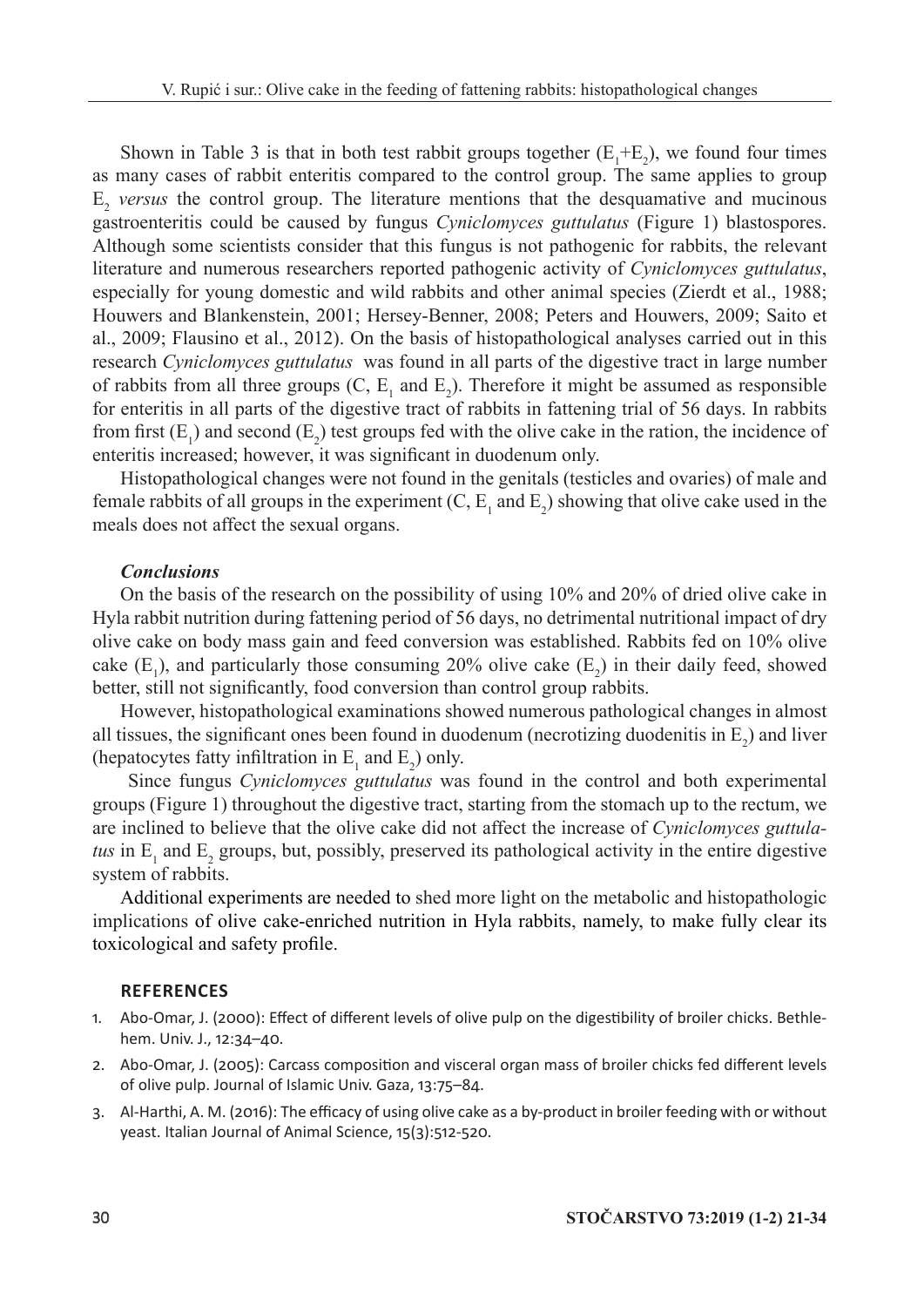Shown in Table 3 is that in both test rabbit groups together ($E_1$+$E_2$), we found four times as many cases of rabbit enteritis compared to the control group. The same applies to group $E_2$ *versus* the control group. The literature mentions that the desquamative and mucinous gastroenteritis could be caused by fungus *Cyniclomyces guttulatus* (Figure 1) blastospores. Although some scientists consider that this fungus is not pathogenic for rabbits, the relevant literature and numerous researchers reported pathogenic activity of *Cyniclomyces guttulatus*, especially for young domestic and wild rabbits and other animal species (Zierdt et al., 1988; Houwers and Blankenstein, 2001; Hersey-Benner, 2008; Peters and Houwers, 2009; Saito et al., 2009; Flausino et al., 2012). On the basis of histopathological analyses carried out in this research *Cyniclomyces guttulatus* was found in all parts of the digestive tract in large number of rabbits from all three groups (C, $E_1$ and $E_2$). Therefore it might be assumed as responsible for enteritis in all parts of the digestive tract of rabbits in fattening trial of 56 days. In rabbits from first ($E_1$) and second ($E_2$) test groups fed with the olive cake in the ration, the incidence of enteritis increased; however, it was significant in duodenum only.

Histopathological changes were not found in the genitals (testicles and ovaries) of male and female rabbits of all groups in the experiment (C, $E_1$ and $E_2$) showing that olive cake used in the meals does not affect the sexual organs.

### *Conclusions*

On the basis of the research on the possibility of using 10% and 20% of dried olive cake in Hyla rabbit nutrition during fattening period of 56 days, no detrimental nutritional impact of dry olive cake on body mass gain and feed conversion was established. Rabbits fed on 10% olive cake ($E_1$), and particularly those consuming 20% olive cake ($E_2$) in their daily feed, showed better, still not significantly, food conversion than control group rabbits.

However, histopathological examinations showed numerous pathological changes in almost all tissues, the significant ones been found in duodenum (necrotizing duodenitis in $E_2$) and liver (hepatocytes fatty infiltration in $E_1$ and $E_2$) only.

Since fungus *Cyniclomyces guttulatus* was found in the control and both experimental groups (Figure 1) throughout the digestive tract, starting from the stomach up to the rectum, we are inclined to believe that the olive cake did not affect the increase of *Cyniclomyces guttulatus* in $E_1$ and $E_2$ groups, but, possibly, preserved its pathological activity in the entire digestive system of rabbits.

Additional experiments are needed to shed more light on the metabolic and histopathologic implications of olive cake-enriched nutrition in Hyla rabbits, namely, to make fully clear its toxicological and safety profile.

## REFERENCES

1. Abo-Omar, J. (2000): Effect of different levels of olive pulp on the digestibility of broiler chicks. Bethlehem. Univ. J., 12:34–40.
2. Abo-Omar, J. (2005): Carcass composition and visceral organ mass of broiler chicks fed different levels of olive pulp. Journal of Islamic Univ. Gaza, 13:75–84.
3. Al-Harthi, A. M. (2016): The efficacy of using olive cake as a by-product in broiler feeding with or without yeast. Italian Journal of Animal Science, 15(3):512-520.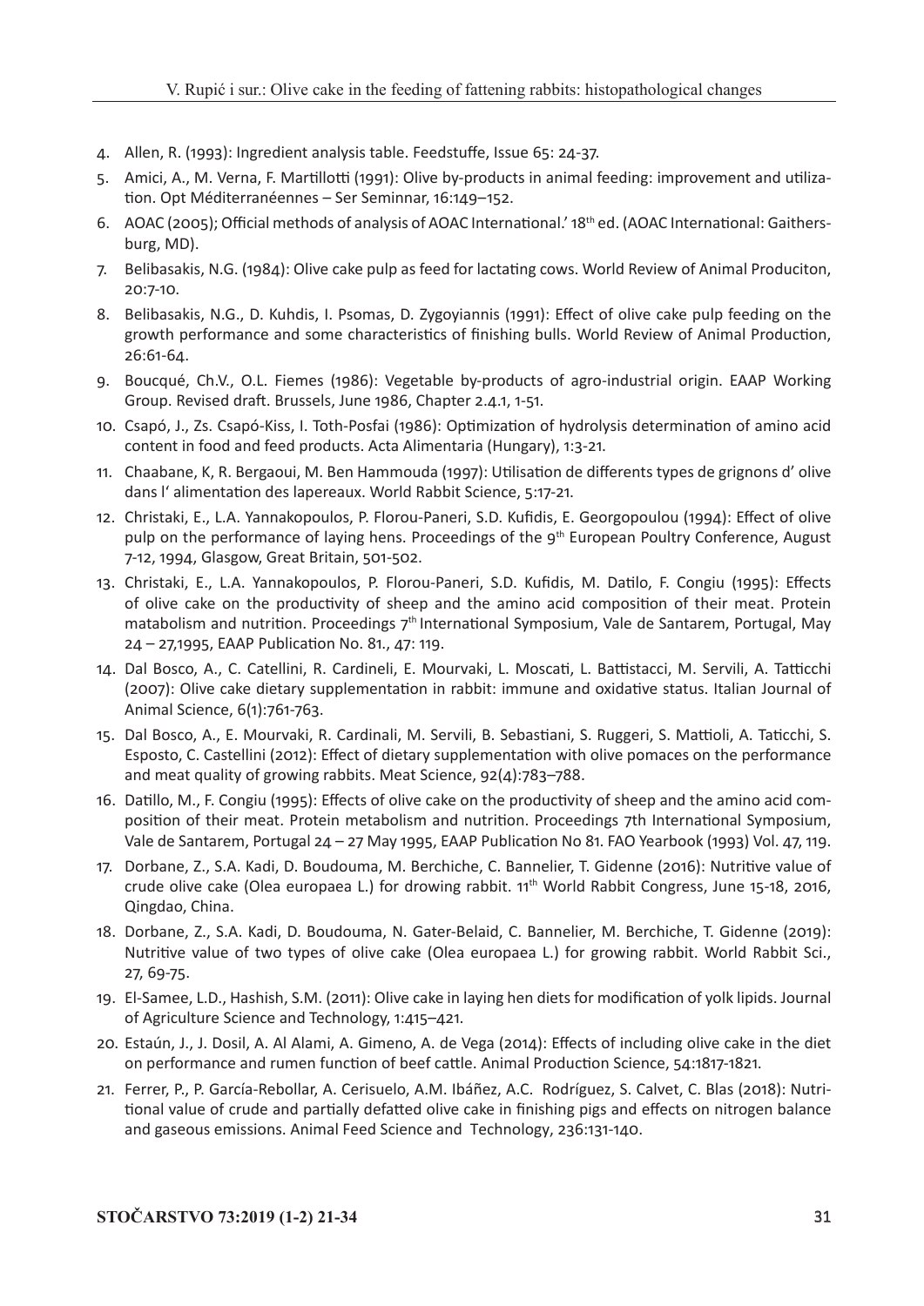4. Allen, R. (1993): Ingredient analysis table. Feedstuffe, Issue 65: 24-37.
5. Amici, A., M. Verna, F. Martillotti (1991): Olive by-products in animal feeding: improvement and utilization. Opt Méditerranéennes – Ser Seminnar, 16:149–152.
6. AOAC (2005); Official methods of analysis of AOAC International.' 18th ed. (AOAC International: Gaithersburg, MD).
7. Belibasakis, N.G. (1984): Olive cake pulp as feed for lactating cows. World Review of Animal Produciton, 20:7-10.
8. Belibasakis, N.G., D. Kuhdis, I. Psomas, D. Zygoyiannis (1991): Effect of olive cake pulp feeding on the growth performance and some characteristics of finishing bulls. World Review of Animal Production, 26:61-64.
9. Boucqué, Ch.V., O.L. Fiemes (1986): Vegetable by-products of agro-industrial origin. EAAP Working Group. Revised draft. Brussels, June 1986, Chapter 2.4.1, 1-51.
10. Csapó, J., Zs. Csapó-Kiss, I. Toth-Posfai (1986): Optimization of hydrolysis determination of amino acid content in food and feed products. Acta Alimentaria (Hungary), 1:3-21.
11. Chaabane, K, R. Bergaoui, M. Ben Hammouda (1997): Utilisation de differents types de grignons d' olive dans l' alimentation des lapereaux. World Rabbit Science, 5:17-21.
12. Christaki, E., L.A. Yannakopoulos, P. Florou-Paneri, S.D. Kufidis, E. Georgopoulou (1994): Effect of olive pulp on the performance of laying hens. Proceedings of the 9th European Poultry Conference, August 7-12, 1994, Glasgow, Great Britain, 501-502.
13. Christaki, E., L.A. Yannakopoulos, P. Florou-Paneri, S.D. Kufidis, M. Datilo, F. Congiu (1995): Effects of olive cake on the productivity of sheep and the amino acid composition of their meat. Protein matabolism and nutrition. Proceedings 7th International Symposium, Vale de Santarem, Portugal, May 24 – 27,1995, EAAP Publication No. 81., 47: 119.
14. Dal Bosco, A., C. Catellini, R. Cardineli, E. Mourvaki, L. Moscati, L. Battistacci, M. Servili, A. Tatticchi (2007): Olive cake dietary supplementation in rabbit: immune and oxidative status. Italian Journal of Animal Science, 6(1):761-763.
15. Dal Bosco, A., E. Mourvaki, R. Cardinali, M. Servili, B. Sebastiani, S. Ruggeri, S. Mattioli, A. Taticchi, S. Esposto, C. Castellini (2012): Effect of dietary supplementation with olive pomaces on the performance and meat quality of growing rabbits. Meat Science, 92(4):783–788.
16. Datillo, M., F. Congiu (1995): Effects of olive cake on the productivity of sheep and the amino acid composition of their meat. Protein metabolism and nutrition. Proceedings 7th International Symposium, Vale de Santarem, Portugal 24 – 27 May 1995, EAAP Publication No 81. FAO Yearbook (1993) Vol. 47, 119.
17. Dorbane, Z., S.A. Kadi, D. Boudouma, M. Berchiche, C. Bannelier, T. Gidenne (2016): Nutritive value of crude olive cake (Olea europaea L.) for drowing rabbit. 11th World Rabbit Congress, June 15-18, 2016, Qingdao, China.
18. Dorbane, Z., S.A. Kadi, D. Boudouma, N. Gater-Belaid, C. Bannelier, M. Berchiche, T. Gidenne (2019): Nutritive value of two types of olive cake (Olea europaea L.) for growing rabbit. World Rabbit Sci., 27, 69-75.
19. El-Samee, L.D., Hashish, S.M. (2011): Olive cake in laying hen diets for modification of yolk lipids. Journal of Agriculture Science and Technology, 1:415–421.
20. Estaún, J., J. Dosil, A. Al Alami, A. Gimeno, A. de Vega (2014): Effects of including olive cake in the diet on performance and rumen function of beef cattle. Animal Production Science, 54:1817-1821.
21. Ferrer, P., P. García-Rebollar, A. Cerisuelo, A.M. Ibáñez, A.C. Rodríguez, S. Calvet, C. Blas (2018): Nutritional value of crude and partially defatted olive cake in finishing pigs and effects on nitrogen balance and gaseous emissions. Animal Feed Science and Technology, 236:131-140.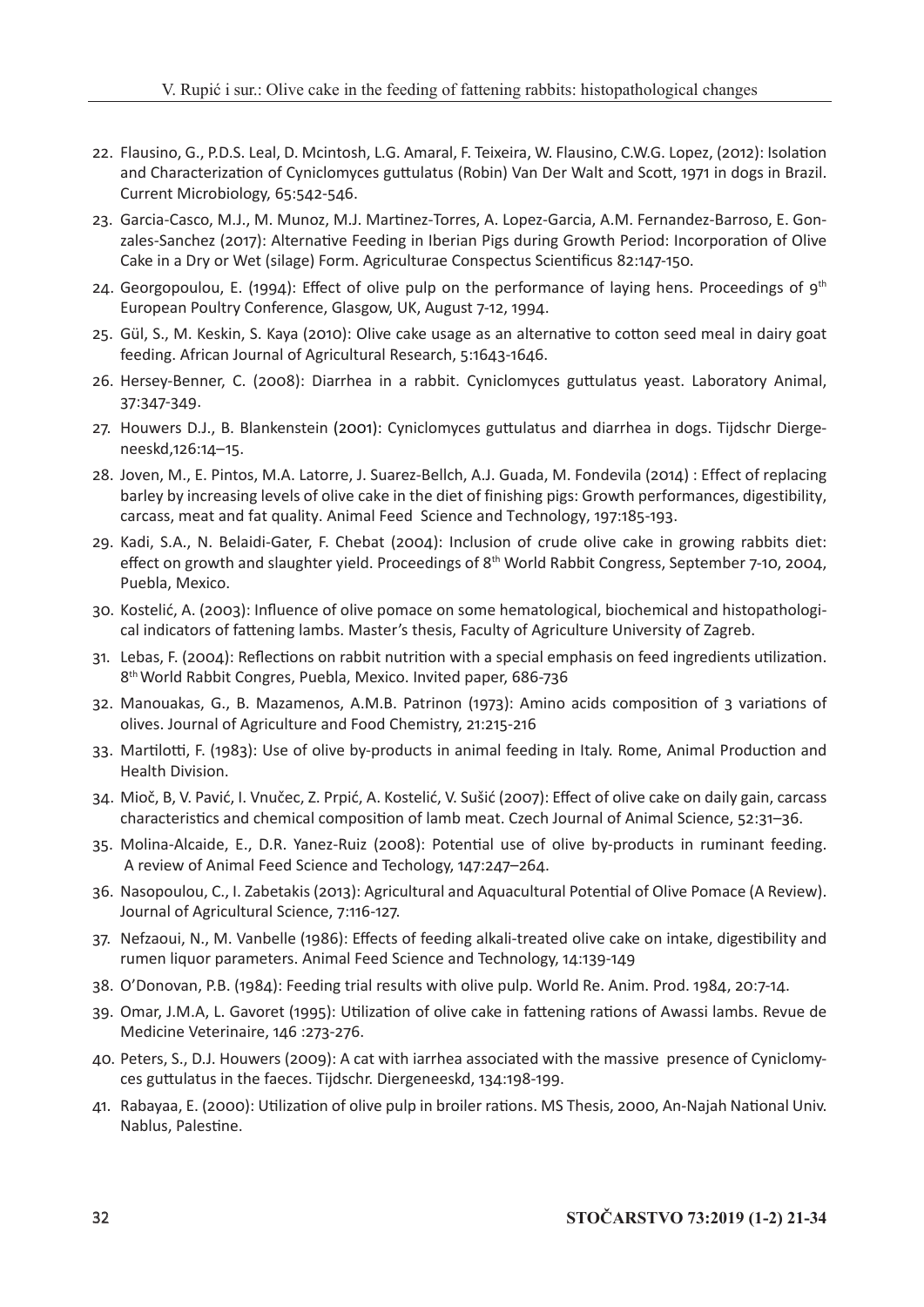22. Flausino, G., P.D.S. Leal, D. Mcintosh, L.G. Amaral, F. Teixeira, W. Flausino, C.W.G. Lopez, (2012): Isolation and Characterization of Cyniclomyces guttulatus (Robin) Van Der Walt and Scott, 1971 in dogs in Brazil. Current Microbiology, 65:542-546.
23. Garcia-Casco, M.J., M. Munoz, M.J. Martinez-Torres, A. Lopez-Garcia, A.M. Fernandez-Barroso, E. Gonzales-Sanchez (2017): Alternative Feeding in Iberian Pigs during Growth Period: Incorporation of Olive Cake in a Dry or Wet (silage) Form. Agriculturae Conspectus Scientificus 82:147-150.
24. Georgopoulou, E. (1994): Effect of olive pulp on the performance of laying hens. Proceedings of 9th European Poultry Conference, Glasgow, UK, August 7-12, 1994.
25. Gül, S., M. Keskin, S. Kaya (2010): Olive cake usage as an alternative to cotton seed meal in dairy goat feeding. African Journal of Agricultural Research, 5:1643-1646.
26. Hersey-Benner, C. (2008): Diarrhea in a rabbit. Cyniclomyces guttulatus yeast. Laboratory Animal, 37:347-349.
27. Houwers D.J., B. Blankenstein (2001): Cyniclomyces guttulatus and diarrhea in dogs. Tijdschr Diergeneeskd,126:14–15.
28. Joven, M., E. Pintos, M.A. Latorre, J. Suarez-Bellch, A.J. Guada, M. Fondevila (2014) : Effect of replacing barley by increasing levels of olive cake in the diet of finishing pigs: Growth performances, digestibility, carcass, meat and fat quality. Animal Feed Science and Technology, 197:185-193.
29. Kadi, S.A., N. Belaidi-Gater, F. Chebat (2004): Inclusion of crude olive cake in growing rabbits diet: effect on growth and slaughter yield. Proceedings of 8th World Rabbit Congress, September 7-10, 2004, Puebla, Mexico.
30. Kostelić, A. (2003): Influence of olive pomace on some hematological, biochemical and histopathological indicators of fattening lambs. Master's thesis, Faculty of Agriculture University of Zagreb.
31. Lebas, F. (2004): Reflections on rabbit nutrition with a special emphasis on feed ingredients utilization. 8th World Rabbit Congres, Puebla, Mexico. Invited paper, 686-736
32. Manouakas, G., B. Mazamenos, A.M.B. Patrinon (1973): Amino acids composition of 3 variations of olives. Journal of Agriculture and Food Chemistry, 21:215-216
33. Martilotti, F. (1983): Use of olive by-products in animal feeding in Italy. Rome, Animal Production and Health Division.
34. Mioč, B, V. Pavić, I. Vnučec, Z. Prpić, A. Kostelić, V. Sušić (2007): Effect of olive cake on daily gain, carcass characteristics and chemical composition of lamb meat. Czech Journal of Animal Science, 52:31–36.
35. Molina-Alcaide, E., D.R. Yanez-Ruiz (2008): Potential use of olive by-products in ruminant feeding. A review of Animal Feed Science and Techology, 147:247–264.
36. Nasopoulou, C., I. Zabetakis (2013): Agricultural and Aquacultural Potential of Olive Pomace (A Review). Journal of Agricultural Science, 7:116-127.
37. Nefzaoui, N., M. Vanbelle (1986): Effects of feeding alkali-treated olive cake on intake, digestibility and rumen liquor parameters. Animal Feed Science and Technology, 14:139-149
38. O'Donovan, P.B. (1984): Feeding trial results with olive pulp. World Re. Anim. Prod. 1984, 20:7-14.
39. Omar, J.M.A, L. Gavoret (1995): Utilization of olive cake in fattening rations of Awassi lambs. Revue de Medicine Veterinaire, 146 :273-276.
40. Peters, S., D.J. Houwers (2009): A cat with iarrhea associated with the massive presence of Cyniclomyces guttulatus in the faeces. Tijdschr. Diergeneeskd, 134:198-199.
41. Rabayaa, E. (2000): Utilization of olive pulp in broiler rations. MS Thesis, 2000, An-Najah National Univ. Nablus, Palestine.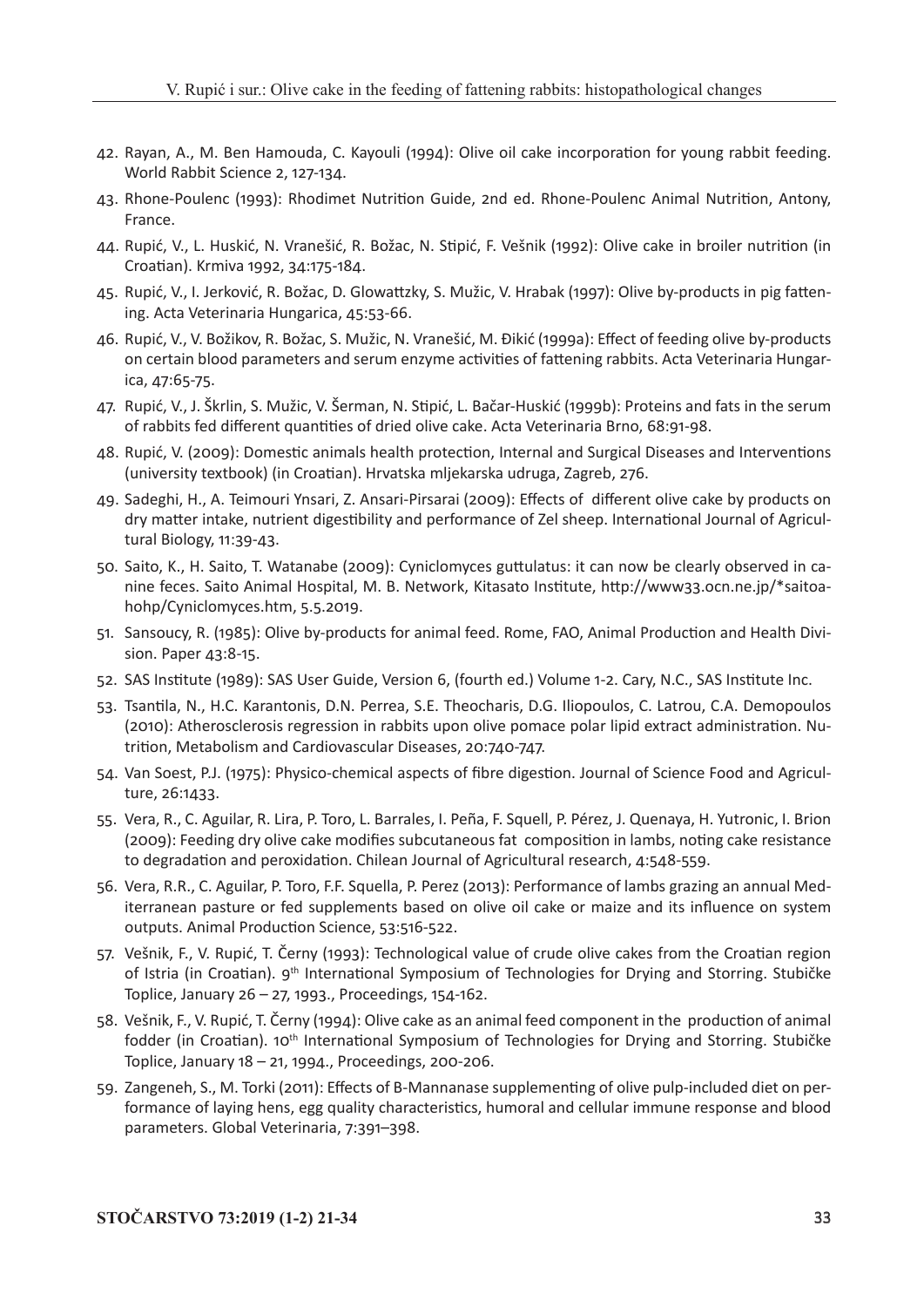42. Rayan, A., M. Ben Hamouda, C. Kayouli (1994): Olive oil cake incorporation for young rabbit feeding. World Rabbit Science 2, 127-134.
43. Rhone-Poulenc (1993): Rhodimet Nutrition Guide, 2nd ed. Rhone-Poulenc Animal Nutrition, Antony, France.
44. Rupić, V., L. Huskić, N. Vranešić, R. Božac, N. Stipić, F. Vešnik (1992): Olive cake in broiler nutrition (in Croatian). Krmiva 1992, 34:175-184.
45. Rupić, V., I. Jerković, R. Božac, D. Glowattzky, S. Mužic, V. Hrabak (1997): Olive by-products in pig fattening. Acta Veterinaria Hungarica, 45:53-66.
46. Rupić, V., V. Božikov, R. Božac, S. Mužic, N. Vranešić, M. Đikić (1999a): Effect of feeding olive by-products on certain blood parameters and serum enzyme activities of fattening rabbits. Acta Veterinaria Hungarica, 47:65-75.
47. Rupić, V., J. Škrlin, S. Mužic, V. Šerman, N. Stipić, L. Bačar-Huskić (1999b): Proteins and fats in the serum of rabbits fed different quantities of dried olive cake. Acta Veterinaria Brno, 68:91-98.
48. Rupić, V. (2009): Domestic animals health protection, Internal and Surgical Diseases and Interventions (university textbook) (in Croatian). Hrvatska mljekarska udruga, Zagreb, 276.
49. Sadeghi, H., A. Teimouri Ynsari, Z. Ansari-Pirsarai (2009): Effects of different olive cake by products on dry matter intake, nutrient digestibility and performance of Zel sheep. International Journal of Agricultural Biology, 11:39-43.
50. Saito, K., H. Saito, T. Watanabe (2009): Cyniclomyces guttulatus: it can now be clearly observed in canine feces. Saito Animal Hospital, M. B. Network, Kitasato Institute, http://www33.ocn.ne.jp/*saitoahohp/Cyniclomyces.htm, 5.5.2019.
51. Sansoucy, R. (1985): Olive by-products for animal feed. Rome, FAO, Animal Production and Health Division. Paper 43:8-15.
52. SAS Institute (1989): SAS User Guide, Version 6, (fourth ed.) Volume 1-2. Cary, N.C., SAS Institute Inc.
53. Tsantila, N., H.C. Karantonis, D.N. Perrea, S.E. Theocharis, D.G. Iliopoulos, C. Latrou, C.A. Demopoulos (2010): Atherosclerosis regression in rabbits upon olive pomace polar lipid extract administration. Nutrition, Metabolism and Cardiovascular Diseases, 20:740-747.
54. Van Soest, P.J. (1975): Physico-chemical aspects of fibre digestion. Journal of Science Food and Agriculture, 26:1433.
55. Vera, R., C. Aguilar, R. Lira, P. Toro, L. Barrales, I. Peña, F. Squell, P. Pérez, J. Quenaya, H. Yutronic, I. Brion (2009): Feeding dry olive cake modifies subcutaneous fat composition in lambs, noting cake resistance to degradation and peroxidation. Chilean Journal of Agricultural research, 4:548-559.
56. Vera, R.R., C. Aguilar, P. Toro, F.F. Squella, P. Perez (2013): Performance of lambs grazing an annual Mediterranean pasture or fed supplements based on olive oil cake or maize and its influence on system outputs. Animal Production Science, 53:516-522.
57. Vešnik, F., V. Rupić, T. Černy (1993): Technological value of crude olive cakes from the Croatian region of Istria (in Croatian). 9th International Symposium of Technologies for Drying and Storring. Stubičke Toplice, January 26 – 27, 1993., Proceedings, 154-162.
58. Vešnik, F., V. Rupić, T. Černy (1994): Olive cake as an animal feed component in the production of animal fodder (in Croatian). 10th International Symposium of Technologies for Drying and Storring. Stubičke Toplice, January 18 – 21, 1994., Proceedings, 200-206.
59. Zangeneh, S., M. Torki (2011): Effects of B-Mannanase supplementing of olive pulp-included diet on performance of laying hens, egg quality characteristics, humoral and cellular immune response and blood parameters. Global Veterinaria, 7:391–398.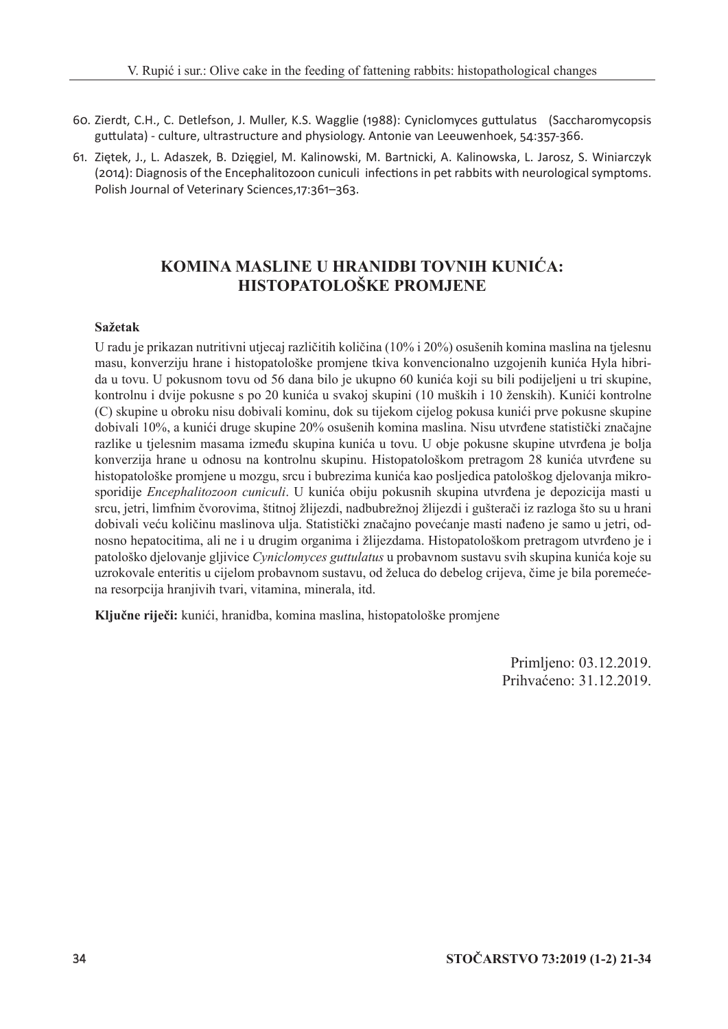60. Zierdt, C.H., C. Detlefson, J. Muller, K.S. Wagglie (1988): Cyniclomyces guttulatus (Saccharomycopsis guttulata) - culture, ultrastructure and physiology. Antonie van Leeuwenhoek, 54:357-366.
61. Ziętek, J., L. Adaszek, B. Dzięgiel, M. Kalinowski, M. Bartnicki, A. Kalinowska, L. Jarosz, S. Winiarczyk (2014): Diagnosis of the Encephalitozoon cuniculi infections in pet rabbits with neurological symptoms. Polish Journal of Veterinary Sciences,17:361–363.

## KOMINA MASLINE U HRANIDBI TOVNIH KUNIĆA: HISTOPATOLOŠKE PROMJENE

**Sažetak**

U radu je prikazan nutritivni utjecaj različitih količina (10% i 20%) osušenih komina maslina na tjelesnu masu, konverziju hrane i histopatološke promjene tkiva konvencionalno uzgojenih kunića Hyla hibrida u tovu. U pokusnom tovu od 56 dana bilo je ukupno 60 kunića koji su bili podijeljeni u tri skupine, kontrolnu i dvije pokusne s po 20 kunića u svakoj skupini (10 muških i 10 ženskih). Kunići kontrolne (C) skupine u obroku nisu dobivali kominu, dok su tijekom cijelog pokusa kunići prve pokusne skupine dobivali 10%, a kunići druge skupine 20% osušenih komina maslina. Nisu utvrđene statistički značajne razlike u tjelesnim masama između skupina kunića u tovu. U obje pokusne skupine utvrđena je bolja konverzija hrane u odnosu na kontrolnu skupinu. Histopatološkom pretragom 28 kunića utvrđene su histopatološke promjene u mozgu, srcu i bubrezima kunića kao posljedica patološkog djelovanja mikrosporidije *Encephalitozoon cuniculi*. U kunića obiju pokusnih skupina utvrđena je depozicija masti u srcu, jetri, limfnim čvorovima, štitnoj žlijezdi, nadbubrežnoj žlijezdi i gušterači iz razloga što su u hrani dobivali veću količinu maslinova ulja. Statistički značajno povećanje masti nađeno je samo u jetri, odnosno hepatocitima, ali ne i u drugim organima i žlijezdama. Histopatološkom pretragom utvrđeno je i patološko djelovanje gljivice *Cyniclomyces guttulatus* u probavnom sustavu svih skupina kunića koje su uzrokovale enteritis u cijelom probavnom sustavu, od želuca do debelog crijeva, čime je bila poremećena resorpcija hranjivih tvari, vitamina, minerala, itd.

**Ključne riječi:** kunići, hranidba, komina maslina, histopatološke promjene

Primljeno: 03.12.2019.
Prihvaćeno: 31.12.2019.